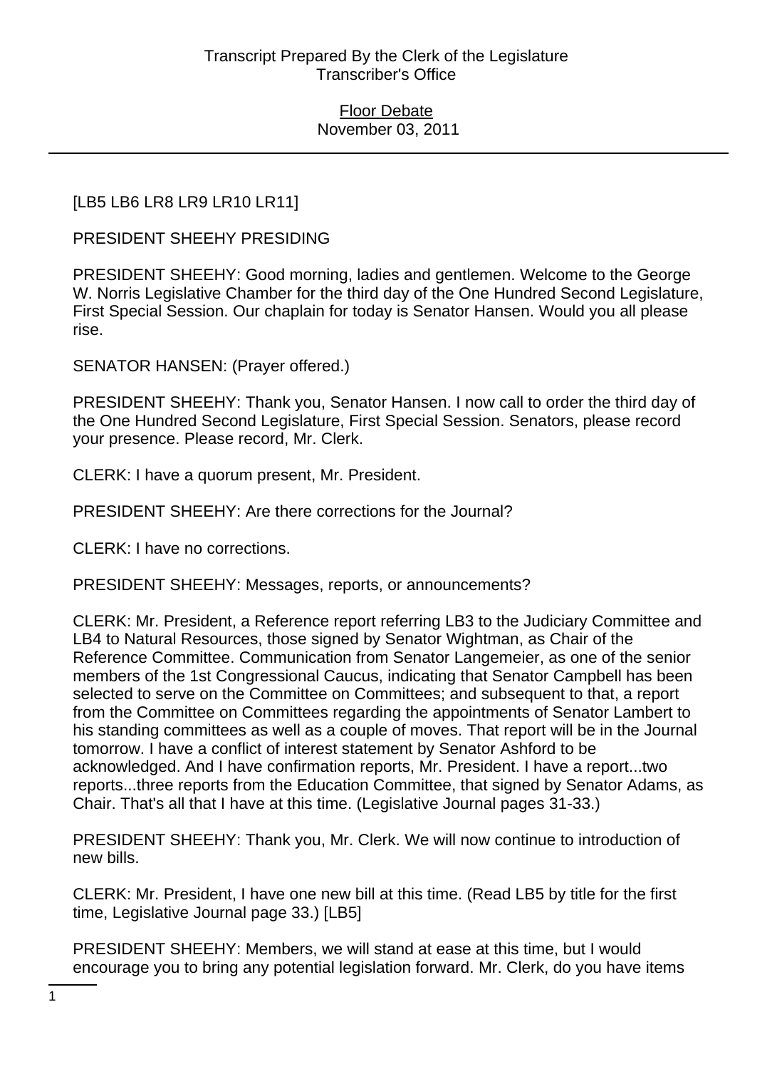[LB5 LB6 LR8 LR9 LR10 LR11]

PRESIDENT SHEEHY PRESIDING

PRESIDENT SHEEHY: Good morning, ladies and gentlemen. Welcome to the George W. Norris Legislative Chamber for the third day of the One Hundred Second Legislature, First Special Session. Our chaplain for today is Senator Hansen. Would you all please rise.

SENATOR HANSEN: (Prayer offered.)

PRESIDENT SHEEHY: Thank you, Senator Hansen. I now call to order the third day of the One Hundred Second Legislature, First Special Session. Senators, please record your presence. Please record, Mr. Clerk.

CLERK: I have a quorum present, Mr. President.

PRESIDENT SHEEHY: Are there corrections for the Journal?

CLERK: I have no corrections.

PRESIDENT SHEEHY: Messages, reports, or announcements?

CLERK: Mr. President, a Reference report referring LB3 to the Judiciary Committee and LB4 to Natural Resources, those signed by Senator Wightman, as Chair of the Reference Committee. Communication from Senator Langemeier, as one of the senior members of the 1st Congressional Caucus, indicating that Senator Campbell has been selected to serve on the Committee on Committees; and subsequent to that, a report from the Committee on Committees regarding the appointments of Senator Lambert to his standing committees as well as a couple of moves. That report will be in the Journal tomorrow. I have a conflict of interest statement by Senator Ashford to be acknowledged. And I have confirmation reports, Mr. President. I have a report...two reports...three reports from the Education Committee, that signed by Senator Adams, as Chair. That's all that I have at this time. (Legislative Journal pages 31-33.)

PRESIDENT SHEEHY: Thank you, Mr. Clerk. We will now continue to introduction of new bills.

CLERK: Mr. President, I have one new bill at this time. (Read LB5 by title for the first time, Legislative Journal page 33.) [LB5]

PRESIDENT SHEEHY: Members, we will stand at ease at this time, but I would encourage you to bring any potential legislation forward. Mr. Clerk, do you have items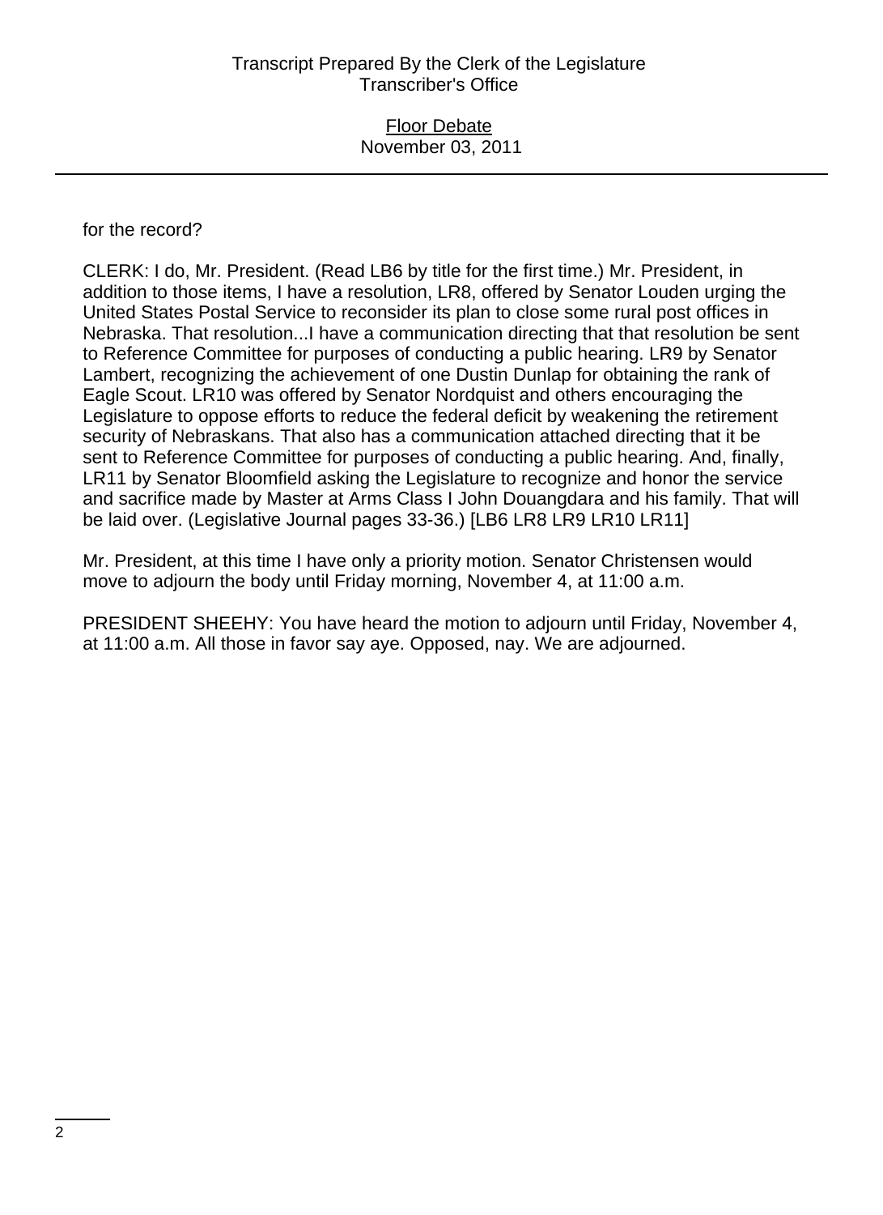for the record?

CLERK: I do, Mr. President. (Read LB6 by title for the first time.) Mr. President, in addition to those items, I have a resolution, LR8, offered by Senator Louden urging the United States Postal Service to reconsider its plan to close some rural post offices in Nebraska. That resolution...I have a communication directing that that resolution be sent to Reference Committee for purposes of conducting a public hearing. LR9 by Senator Lambert, recognizing the achievement of one Dustin Dunlap for obtaining the rank of Eagle Scout. LR10 was offered by Senator Nordquist and others encouraging the Legislature to oppose efforts to reduce the federal deficit by weakening the retirement security of Nebraskans. That also has a communication attached directing that it be sent to Reference Committee for purposes of conducting a public hearing. And, finally, LR11 by Senator Bloomfield asking the Legislature to recognize and honor the service and sacrifice made by Master at Arms Class I John Douangdara and his family. That will be laid over. (Legislative Journal pages 33-36.) [LB6 LR8 LR9 LR10 LR11]

Mr. President, at this time I have only a priority motion. Senator Christensen would move to adjourn the body until Friday morning, November 4, at 11:00 a.m.

PRESIDENT SHEEHY: You have heard the motion to adjourn until Friday, November 4, at 11:00 a.m. All those in favor say aye. Opposed, nay. We are adjourned.